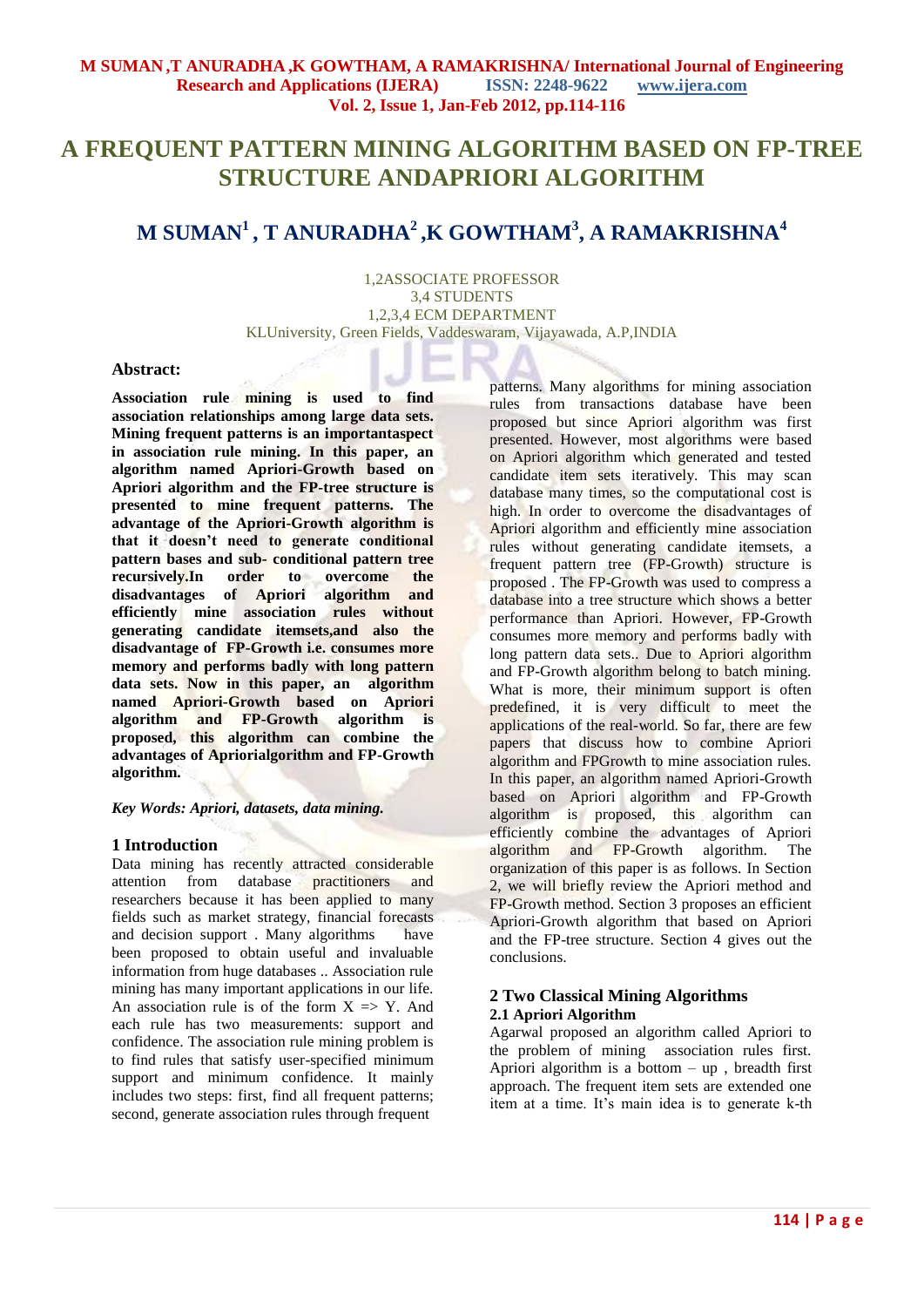# A FREQUENT PATTERN MINING ALGORITHM BASED ON FP-TREE STRUCTURE ANDAPRIORI ALGORITHM

## M SUMAN[1] , T ANURADHA[2] ,K GOWTHAM[3], A RAMAKRISHNA[4]

1,2ASSOCIATE PROFESSOR
3,4 STUDENTS
1,2,3,4 ECM DEPARTMENT
KLUniversity, Green Fields, Vaddeswaram, Vijayawada, A.P,INDIA

### Abstract:

**Association rule mining is used to find association relationships among large data sets. Mining frequent patterns is an importantaspect in association rule mining. In this paper, an algorithm named Apriori-Growth based on Apriori algorithm and the FP-tree structure is presented to mine frequent patterns. The advantage of the Apriori-Growth algorithm is that it doesn't need to generate conditional pattern bases and sub- conditional pattern tree recursively.In order to overcome the disadvantages of Apriori algorithm and efficiently mine association rules without generating candidate itemsets,and also the disadvantage of FP-Growth i.e. consumes more memory and performs badly with long pattern data sets. Now in this paper, an algorithm named Apriori-Growth based on Apriori algorithm and FP-Growth algorithm is proposed, this algorithm can combine the advantages of Apriorialgorithm and FP-Growth algorithm.**

*Key Words: Apriori, datasets, data mining.*

### 1 Introduction

Data mining has recently attracted considerable attention from database practitioners and researchers because it has been applied to many fields such as market strategy, financial forecasts and decision support . Many algorithms have been proposed to obtain useful and invaluable information from huge databases .. Association rule mining has many important applications in our life. An association rule is of the form X => Y. And each rule has two measurements: support and confidence. The association rule mining problem is to find rules that satisfy user-specified minimum support and minimum confidence. It mainly includes two steps: first, find all frequent patterns; second, generate association rules through frequent patterns. Many algorithms for mining association rules from transactions database have been proposed but since Apriori algorithm was first presented. However, most algorithms were based on Apriori algorithm which generated and tested candidate item sets iteratively. This may scan database many times, so the computational cost is high. In order to overcome the disadvantages of Apriori algorithm and efficiently mine association rules without generating candidate itemsets, a frequent pattern tree (FP-Growth) structure is proposed . The FP-Growth was used to compress a database into a tree structure which shows a better performance than Apriori. However, FP-Growth consumes more memory and performs badly with long pattern data sets.. Due to Apriori algorithm and FP-Growth algorithm belong to batch mining. What is more, their minimum support is often predefined, it is very difficult to meet the applications of the real-world. So far, there are few papers that discuss how to combine Apriori algorithm and FPGrowth to mine association rules. In this paper, an algorithm named Apriori-Growth based on Apriori algorithm and FP-Growth algorithm is proposed, this algorithm can efficiently combine the advantages of Apriori algorithm and FP-Growth algorithm. The organization of this paper is as follows. In Section 2, we will briefly review the Apriori method and FP-Growth method. Section 3 proposes an efficient Apriori-Growth algorithm that based on Apriori and the FP-tree structure. Section 4 gives out the conclusions.

### 2 Two Classical Mining Algorithms

#### 2.1 Apriori Algorithm

Agarwal proposed an algorithm called Apriori to the problem of mining association rules first. Apriori algorithm is a bottom – up , breadth first approach. The frequent item sets are extended one item at a time. It's main idea is to generate k-th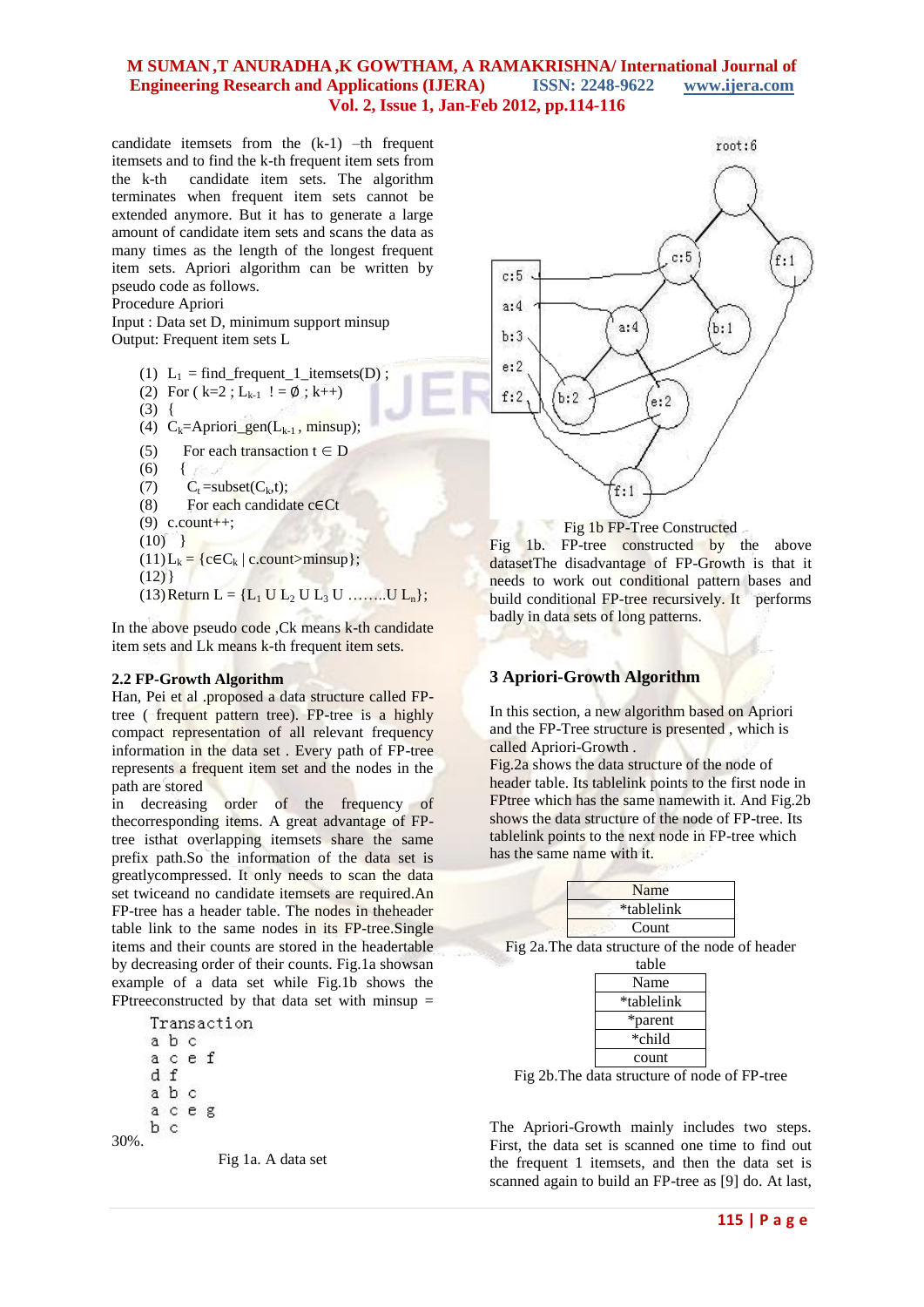candidate itemsets from the (k-1) –th frequent itemsets and to find the k-th frequent item sets from the k-th candidate item sets. The algorithm terminates when frequent item sets cannot be extended anymore. But it has to generate a large amount of candidate item sets and scans the data as many times as the length of the longest frequent item sets. Apriori algorithm can be written by pseudo code as follows.

Procedure Apriori
Input : Data set D, minimum support minsup
Output: Frequent item sets L

(1) $L_1$ = find_frequent_1_itemsets(D) ;
(2) For ( k=2 ; $L_{k-1}$ != ∅ ; k++)
(3) {
(4) $C_k$=Apriori_gen($L_{k-1}$ , minsup);
(5) For each transaction t ∈ D
(6) {
(7) $C_t$ =subset($C_k$,t);
(8) For each candidate c∈Ct
(9) c.count++;
(10) }
(11) $L_k$ = {c∈$C_k$ | c.count>minsup};
(12) }
(13) Return L = {$L_1$ U $L_2$ U $L_3$ U ……..U $L_n$};

In the above pseudo code ,Ck means k-th candidate item sets and Lk means k-th frequent item sets.

### 2.2 FP-Growth Algorithm

Han, Pei et al .proposed a data structure called FP-tree ( frequent pattern tree). FP-tree is a highly compact representation of all relevant frequency information in the data set . Every path of FP-tree represents a frequent item set and the nodes in the path are stored in decreasing order of the frequency of thecorresponding items. A great advantage of FP-tree isthat overlapping itemsets share the same prefix path.So the information of the data set is greatlycompressed. It only needs to scan the data set twiceand no candidate itemsets are required.An FP-tree has a header table. The nodes in theheader table link to the same nodes in its FP-tree.Single items and their counts are stored in the headertable by decreasing order of their counts. Fig.1a showsan example of a data set while Fig.1b shows the FPtreeconstructed by that data set with minsup = 30%.

```
Transaction
a b c
a c e f
d f
a b c
a c e g
b c
```

Fig 1a. A data set

Fig 1b FP-Tree Constructed

Fig 1b. FP-tree constructed by the above datasetThe disadvantage of FP-Growth is that it needs to work out conditional pattern bases and build conditional FP-tree recursively. It performs badly in data sets of long patterns.

## 3 Apriori-Growth Algorithm

In this section, a new algorithm based on Apriori and the FP-Tree structure is presented , which is called Apriori-Growth .

Fig.2a shows the data structure of the node of header table. Its tablelink points to the first node in FPtree which has the same namewith it. And Fig.2b shows the data structure of the node of FP-tree. Its tablelink points to the next node in FP-tree which has the same name with it.

| Name |
|---|
| *tablelink |
| Count |

Fig 2a.The data structure of the node of header table

| Name |
|---|
| *tablelink |
| *parent |
| *child |
| count |

Fig 2b.The data structure of node of FP-tree

The Apriori-Growth mainly includes two steps. First, the data set is scanned one time to find out the frequent 1 itemsets, and then the data set is scanned again to build an FP-tree as [9] do. At last,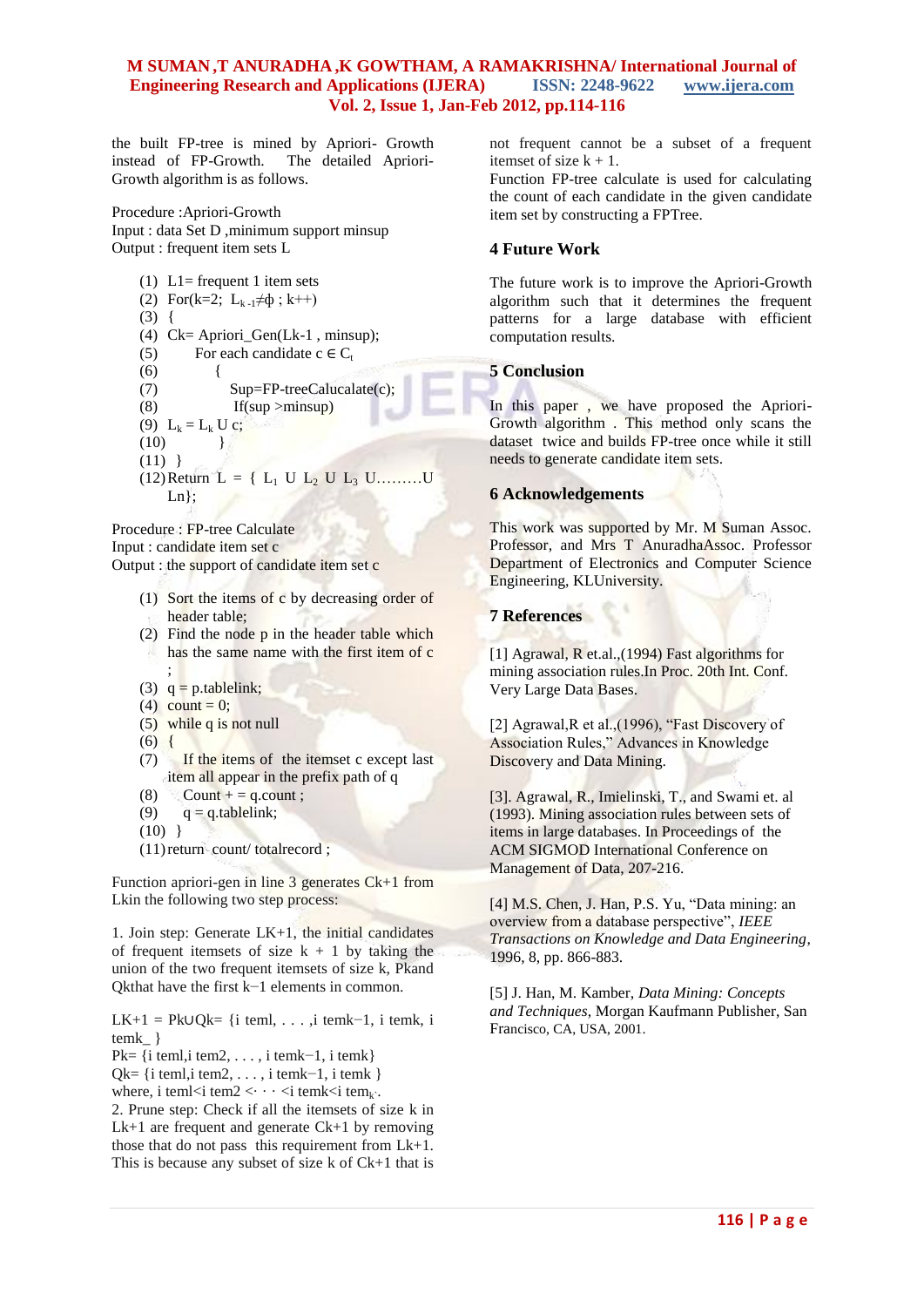the built FP-tree is mined by Apriori- Growth instead of FP-Growth. The detailed Apriori-Growth algorithm is as follows.

Procedure :Apriori-Growth
Input : data Set D ,minimum support minsup
Output : frequent item sets L

(1) L1= frequent 1 item sets
(2) For(k=2; $L_{k-1}\neq\phi$ ; k++)
(3) {
(4) Ck= Apriori_Gen(Lk-1 , minsup);
(5) For each candidate $c \in C_t$
(6) {
(7) Sup=FP-treeCalucalate(c);
(8) If(sup >minsup)
(9) $L_k = L_k \cup c$;
(10) }
(11) }
(12) Return L = { $L_1 \cup L_2 \cup L_3 \cup \ldots\ldots\ldots \cup$ Ln};

Procedure : FP-tree Calculate
Input : candidate item set c
Output : the support of candidate item set c

(1) Sort the items of c by decreasing order of header table;
(2) Find the node p in the header table which has the same name with the first item of c ;
(3) q = p.tablelink;
(4) count = 0;
(5) while q is not null
(6) {
(7) If the items of the itemset c except last item all appear in the prefix path of q
(8) Count + = q.count ;
(9) q = q.tablelink;
(10) }
(11) return count/ totalrecord ;

Function apriori-gen in line 3 generates Ck+1 from Lkin the following two step process:

1. Join step: Generate LK+1, the initial candidates of frequent itemsets of size k + 1 by taking the union of the two frequent itemsets of size k, Pkand Qkthat have the first k−1 elements in common.

LK+1 = Pk∪Qk= {i teml, . . . ,i temk−1, i temk, i temk_ }
Pk= {i teml,i tem2, . . . , i temk−1, i temk}
Qk= {i teml,i tem2, . . . , i temk−1, i temk }
where, i teml<i tem2 <· · · <i temk<i $tem_k$.
2. Prune step: Check if all the itemsets of size k in Lk+1 are frequent and generate Ck+1 by removing those that do not pass this requirement from Lk+1. This is because any subset of size k of Ck+1 that is not frequent cannot be a subset of a frequent itemset of size k + 1.
Function FP-tree calculate is used for calculating the count of each candidate in the given candidate item set by constructing a FPTree.

## 4 Future Work

The future work is to improve the Apriori-Growth algorithm such that it determines the frequent patterns for a large database with efficient computation results.

## 5 Conclusion

In this paper , we have proposed the Apriori-Growth algorithm . This method only scans the dataset twice and builds FP-tree once while it still needs to generate candidate item sets.

## 6 Acknowledgements

This work was supported by Mr. M Suman Assoc. Professor, and Mrs T AnuradhaAssoc. Professor Department of Electronics and Computer Science Engineering, KLUniversity.

## 7 References

[1] Agrawal, R et.al.,(1994) Fast algorithms for mining association rules.In Proc. 20th Int. Conf. Very Large Data Bases.

[2] Agrawal,R et al.,(1996), "Fast Discovery of Association Rules," Advances in Knowledge Discovery and Data Mining.

[3]. Agrawal, R., Imielinski, T., and Swami et. al (1993). Mining association rules between sets of items in large databases. In Proceedings of the ACM SIGMOD International Conference on Management of Data, 207-216.

[4] M.S. Chen, J. Han, P.S. Yu, "Data mining: an overview from a database perspective", *IEEE Transactions on Knowledge and Data Engineering*, 1996, 8, pp. 866-883.

[5] J. Han, M. Kamber, *Data Mining: Concepts and Techniques*, Morgan Kaufmann Publisher, San Francisco, CA, USA, 2001.